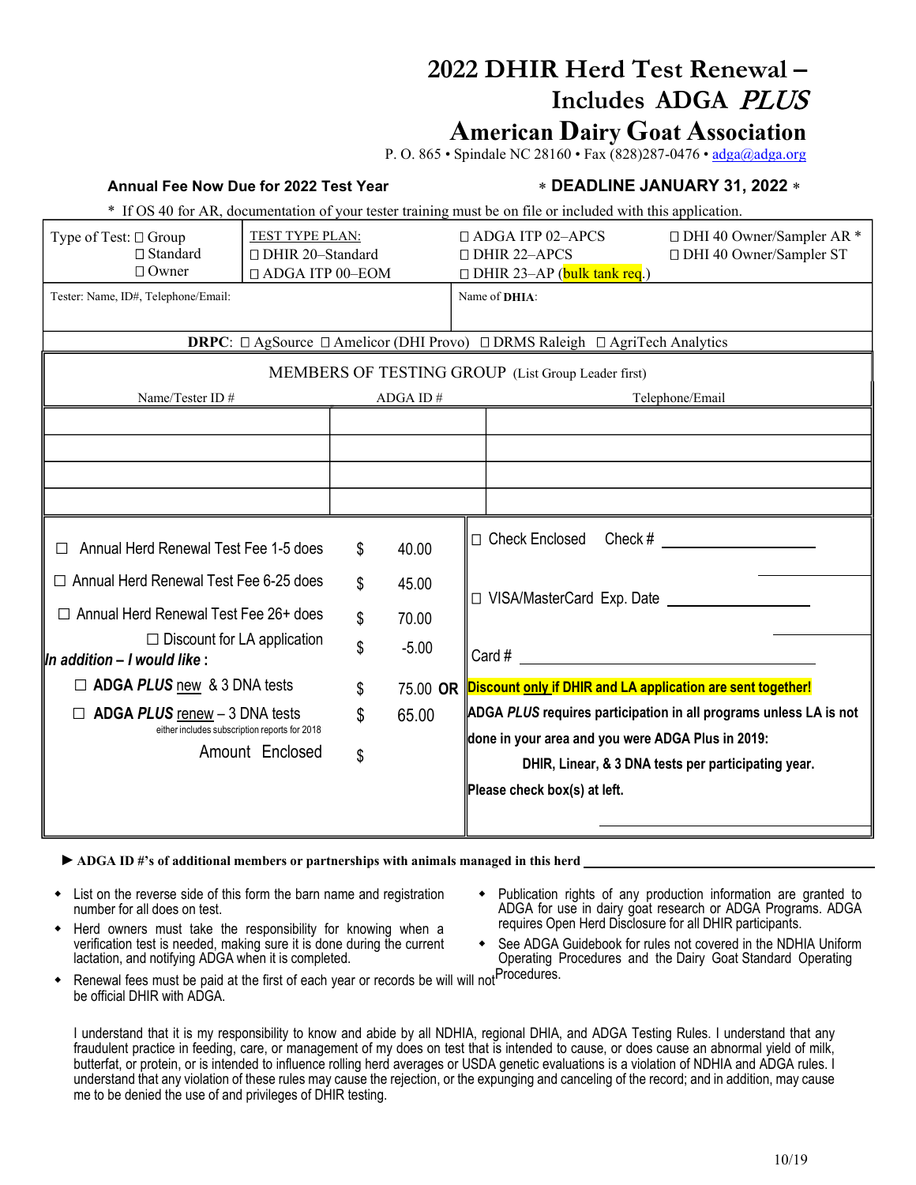# 2022 DHIR Herd Test Renewal – Includes ADGA *PLUS*

## American Dairy Goat Association

P. O. 865 • Spindale NC 28160 • Fax (828)287-0476 • adga@adga.org

**Annual Fee Now Due for 2022 Test Year** **∗ DEADLINE JANUARY 31, 2022 ∗**

\* If OS 40 for AR, documentation of your tester training must be on file or included with this application.

| Type of Test: ☐ Group ☐ Standard ☐ Owner | TEST TYPE PLAN: ☐ DHIR 20–Standard ☐ ADGA ITP 00–EOM | ☐ ADGA ITP 02–APCS ☐ DHIR 22–APCS ☐ DHIR 23–AP (bulk tank req.) | ☐ DHI 40 Owner/Sampler AR * ☐ DHI 40 Owner/Sampler ST |
|---|---|---|---|
| Tester: Name, ID#, Telephone/Email: | | Name of **DHIA**: | |

**DRPC**: ☐ AgSource ☐ Amelicor (DHI Provo) ☐ DRMS Raleigh ☐ AgriTech Analytics

MEMBERS OF TESTING GROUP (List Group Leader first)

| Name/Tester ID # | ADGA ID # | Telephone/Email |
|---|---|---|
| | | |
| | | |
| | | |
| | | |

| | | | |
|---|---|---|---|
| ☐ Annual Herd Renewal Test Fee 1-5 does | $ | 40.00 | ☐ Check Enclosed Check # ____________ |
| ☐ Annual Herd Renewal Test Fee 6-25 does | $ | 45.00 | ☐ VISA/MasterCard Exp. Date ____________ |
| ☐ Annual Herd Renewal Test Fee 26+ does | $ | 70.00 | |
| ☐ Discount for LA application | $ | -5.00 | Card # ____________ |
| ***In addition – I would like*** **:** | | | |
| ☐ **ADGA *PLUS*** new & 3 DNA tests | $ | 75.00 **OR** | **Discount only if DHIR and LA application are sent together!** |
| ☐ **ADGA *PLUS*** renew – 3 DNA tests (either includes subscription reports for 2018) | $ | 65.00 | **ADGA *PLUS* requires participation in all programs unless LA is not done in your area and you were ADGA Plus in 2019: DHIR, Linear, & 3 DNA tests per participating year.** |
| Amount Enclosed | $ | | **Please check box(s) at left.** |

► **ADGA ID #'s of additional members or partnerships with animals managed in this herd** ____________

- List on the reverse side of this form the barn name and registration number for all does on test.
- Herd owners must take the responsibility for knowing when a verification test is needed, making sure it is done during the current lactation, and notifying ADGA when it is completed.
- Renewal fees must be paid at the first of each year or records be will will not be official DHIR with ADGA.
- Publication rights of any production information are granted to ADGA for use in dairy goat research or ADGA Programs. ADGA requires Open Herd Disclosure for all DHIR participants.
- See ADGA Guidebook for rules not covered in the NDHIA Uniform Operating Procedures and the Dairy Goat Standard Operating Procedures.

I understand that it is my responsibility to know and abide by all NDHIA, regional DHIA, and ADGA Testing Rules. I understand that any fraudulent practice in feeding, care, or management of my does on test that is intended to cause, or does cause an abnormal yield of milk, butterfat, or protein, or is intended to influence rolling herd averages or USDA genetic evaluations is a violation of NDHIA and ADGA rules. I understand that any violation of these rules may cause the rejection, or the expunging and canceling of the record; and in addition, may cause me to be denied the use of and privileges of DHIR testing.

10/19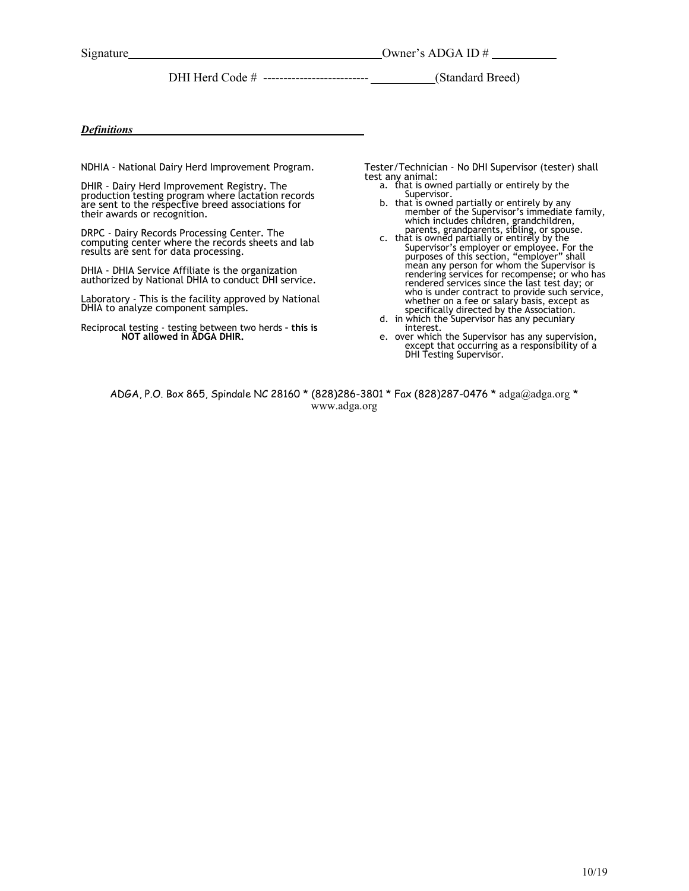Signature\_\_\_\_\_\_\_\_\_\_\_\_\_\_\_\_\_\_\_\_\_\_\_\_\_\_\_\_\_\_\_\_\_\_\_\_\_\_\_\_\_\_ Owner's ADGA ID # \_\_\_\_\_\_\_\_\_\_\_

DHI Herd Code # -------------------------- \_\_\_\_\_\_\_\_\_\_\_(Standard Breed)

***Definitions***

NDHIA - National Dairy Herd Improvement Program.

DHIR - Dairy Herd Improvement Registry. The production testing program where lactation records are sent to the respective breed associations for their awards or recognition.

DRPC - Dairy Records Processing Center. The computing center where the records sheets and lab results are sent for data processing.

DHIA - DHIA Service Affiliate is the organization authorized by National DHIA to conduct DHI service.

Laboratory - This is the facility approved by National DHIA to analyze component samples.

Reciprocal testing - testing between two herds **– this is NOT allowed in ADGA DHIR.**

Tester/Technician - No DHI Supervisor (tester) shall test any animal:

a. that is owned partially or entirely by the Supervisor.
b. that is owned partially or entirely by any member of the Supervisor's immediate family, which includes children, grandchildren, parents, grandparents, sibling, or spouse.
c. that is owned partially or entirely by the Supervisor's employer or employee. For the purposes of this section, "employer" shall mean any person for whom the Supervisor is rendering services for recompense; or who has rendered services since the last test day; or who is under contract to provide such service, whether on a fee or salary basis, except as specifically directed by the Association.
d. in which the Supervisor has any pecuniary interest.
e. over which the Supervisor has any supervision, except that occurring as a responsibility of a DHI Testing Supervisor.

ADGA, P.O. Box 865, Spindale NC 28160 * (828)286-3801 * Fax (828)287-0476 * adga@adga.org * www.adga.org

10/19